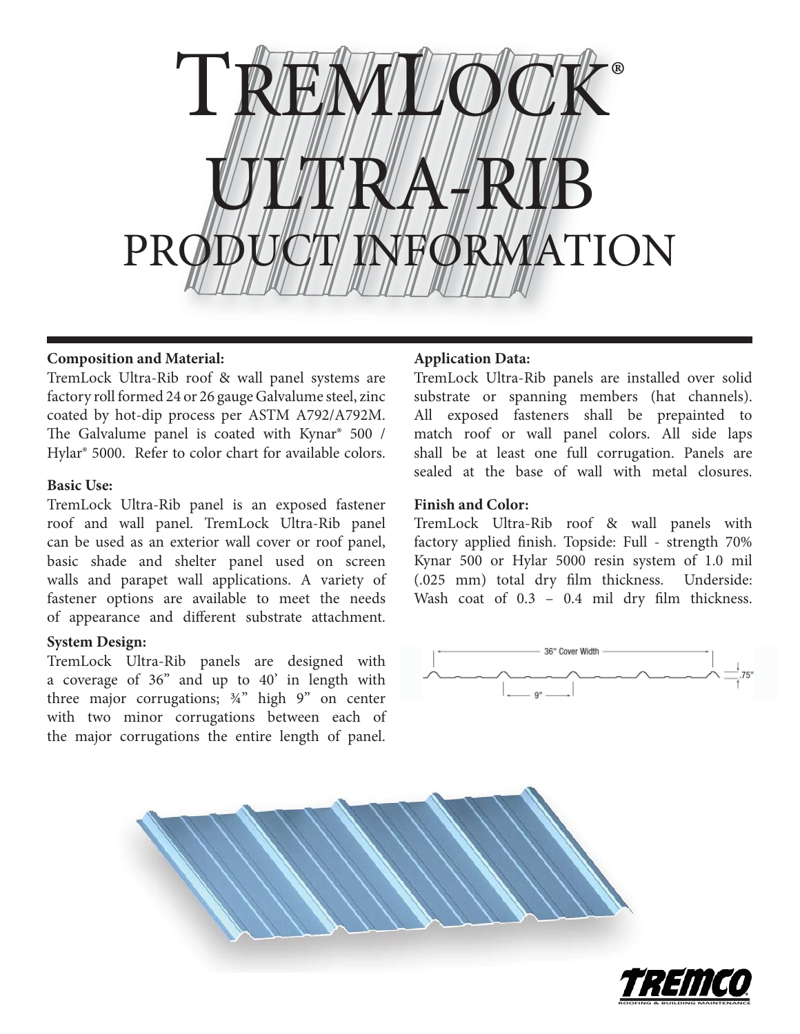# TremLock® Ultra-Rib Product Information

**Composition and Material:**

TremLock Ultra-Rib roof & wall panel systems are factory roll formed 24 or 26 gauge Galvalume steel, zinc coated by hot-dip process per ASTM A792/A792M. The Galvalume panel is coated with Kynar® 500 / Hylar® 5000. Refer to color chart for available colors.

**Basic Use:**

TremLock Ultra-Rib panel is an exposed fastener roof and wall panel. TremLock Ultra-Rib panel can be used as an exterior wall cover or roof panel, basic shade and shelter panel used on screen walls and parapet wall applications. A variety of fastener options are available to meet the needs of appearance and different substrate attachment.

**System Design:**

TremLock Ultra-Rib panels are designed with a coverage of 36" and up to 40' in length with three major corrugations; ¾" high 9" on center with two minor corrugations between each of the major corrugations the entire length of panel.

**Application Data:**

TremLock Ultra-Rib panels are installed over solid substrate or spanning members (hat channels). All exposed fasteners shall be prepainted to match roof or wall panel colors. All side laps shall be at least one full corrugation. Panels are sealed at the base of wall with metal closures.

**Finish and Color:**

TremLock Ultra-Rib roof & wall panels with factory applied finish. Topside: Full - strength 70% Kynar 500 or Hylar 5000 resin system of 1.0 mil (.025 mm) total dry film thickness. Underside: Wash coat of 0.3 – 0.4 mil dry film thickness.

36" Cover Width

.75"

9"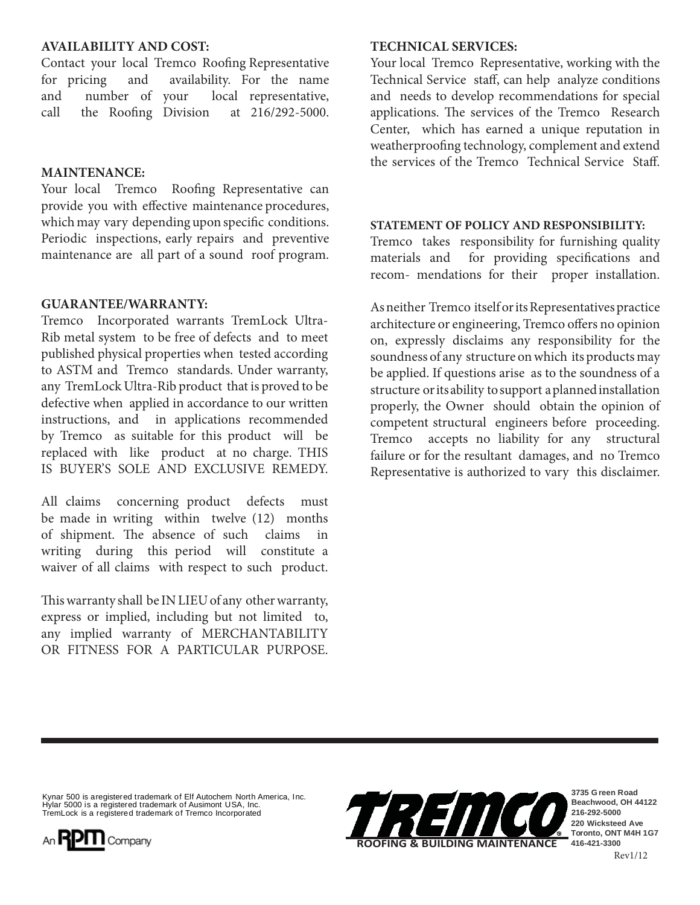## AVAILABILITY AND COST:

Contact your local Tremco Roofing Representative for pricing and availability. For the name and number of your local representative, call the Roofing Division at 216/292-5000.

## MAINTENANCE:

Your local Tremco Roofing Representative can provide you with effective maintenance procedures, which may vary depending upon specific conditions. Periodic inspections, early repairs and preventive maintenance are all part of a sound roof program.

## GUARANTEE/WARRANTY:

Tremco Incorporated warrants TremLock Ultra-Rib metal system to be free of defects and to meet published physical properties when tested according to ASTM and Tremco standards. Under warranty, any TremLock Ultra-Rib product that is proved to be defective when applied in accordance to our written instructions, and in applications recommended by Tremco as suitable for this product will be replaced with like product at no charge. THIS IS BUYER'S SOLE AND EXCLUSIVE REMEDY.

All claims concerning product defects must be made in writing within twelve (12) months of shipment. The absence of such claims in writing during this period will constitute a waiver of all claims with respect to such product.

This warranty shall be IN LIEU of any other warranty, express or implied, including but not limited to, any implied warranty of MERCHANTABILITY OR FITNESS FOR A PARTICULAR PURPOSE.

## TECHNICAL SERVICES:

Your local Tremco Representative, working with the Technical Service staff, can help analyze conditions and needs to develop recommendations for special applications. The services of the Tremco Research Center, which has earned a unique reputation in weatherproofing technology, complement and extend the services of the Tremco Technical Service Staff.

## STATEMENT OF POLICY AND RESPONSIBILITY:

Tremco takes responsibility for furnishing quality materials and for providing specifications and recom- mendations for their proper installation.

As neither Tremco itself or its Representatives practice architecture or engineering, Tremco offers no opinion on, expressly disclaims any responsibility for the soundness of any structure on which its products may be applied. If questions arise as to the soundness of a structure or its ability to support a planned installation properly, the Owner should obtain the opinion of competent structural engineers before proceeding. Tremco accepts no liability for any structural failure or for the resultant damages, and no Tremco Representative is authorized to vary this disclaimer.

---

Kynar 500 is a registered trademark of Elf Autochem North America, Inc.
Hylar 5000 is a registered trademark of Ausimont USA, Inc.
TremLock is a registered trademark of Tremco Incorporated

An RPM Company

TREMCO
ROOFING & BUILDING MAINTENANCE

**3735 Green Road**
**Beachwood, OH 44122**
**216-292-5000**
**220 Wicksteed Ave**
**Toronto, ONT M4H 1G7**
**416-421-3300**

Rev1/12